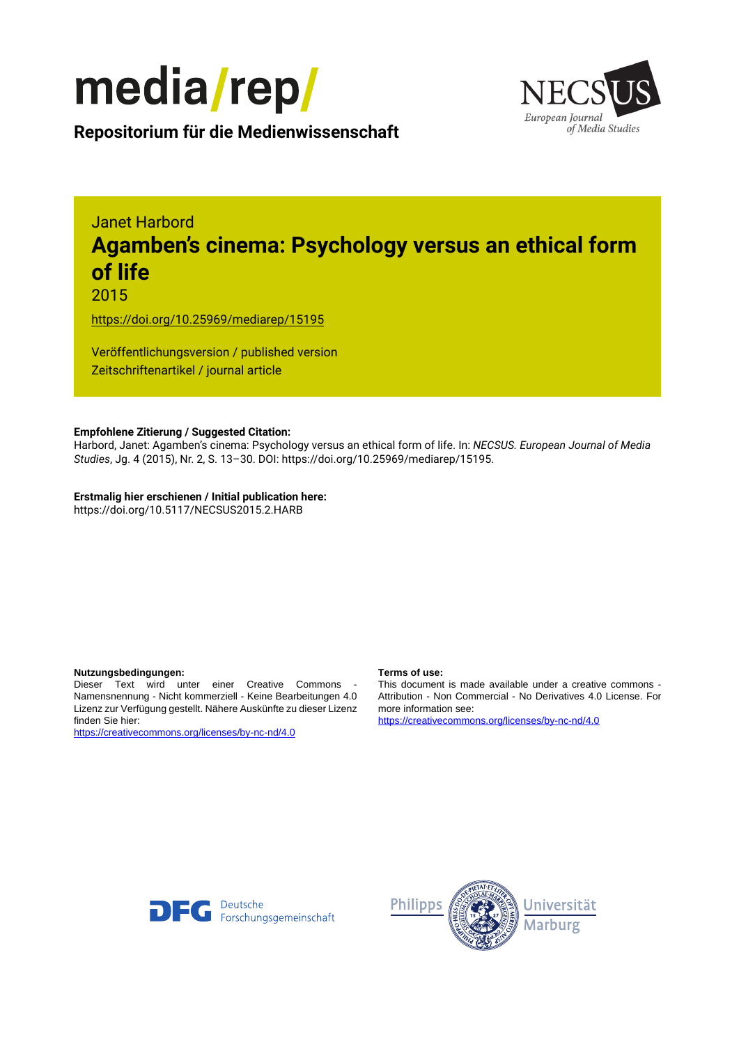media/rep/

**Repositorium für die Medienwissenschaft**

NECSUS European Journal of Media Studies

Janet Harbord

# Agamben's cinema: Psychology versus an ethical form of life

2015

https://doi.org/10.25969/mediarep/15195

Veröffentlichungsversion / published version
Zeitschriftenartikel / journal article

**Empfohlene Zitierung / Suggested Citation:**
Harbord, Janet: Agamben's cinema: Psychology versus an ethical form of life. In: *NECSUS. European Journal of Media Studies*, Jg. 4 (2015), Nr. 2, S. 13–30. DOI: https://doi.org/10.25969/mediarep/15195.

**Erstmalig hier erschienen / Initial publication here:**
https://doi.org/10.5117/NECSUS2015.2.HARB

**Nutzungsbedingungen:**
Dieser Text wird unter einer Creative Commons - Namensnennung - Nicht kommerziell - Keine Bearbeitungen 4.0 Lizenz zur Verfügung gestellt. Nähere Auskünfte zu dieser Lizenz finden Sie hier:
https://creativecommons.org/licenses/by-nc-nd/4.0

**Terms of use:**
This document is made available under a creative commons - Attribution - Non Commercial - No Derivatives 4.0 License. For more information see:
https://creativecommons.org/licenses/by-nc-nd/4.0

DFG Deutsche Forschungsgemeinschaft

Philipps Universität Marburg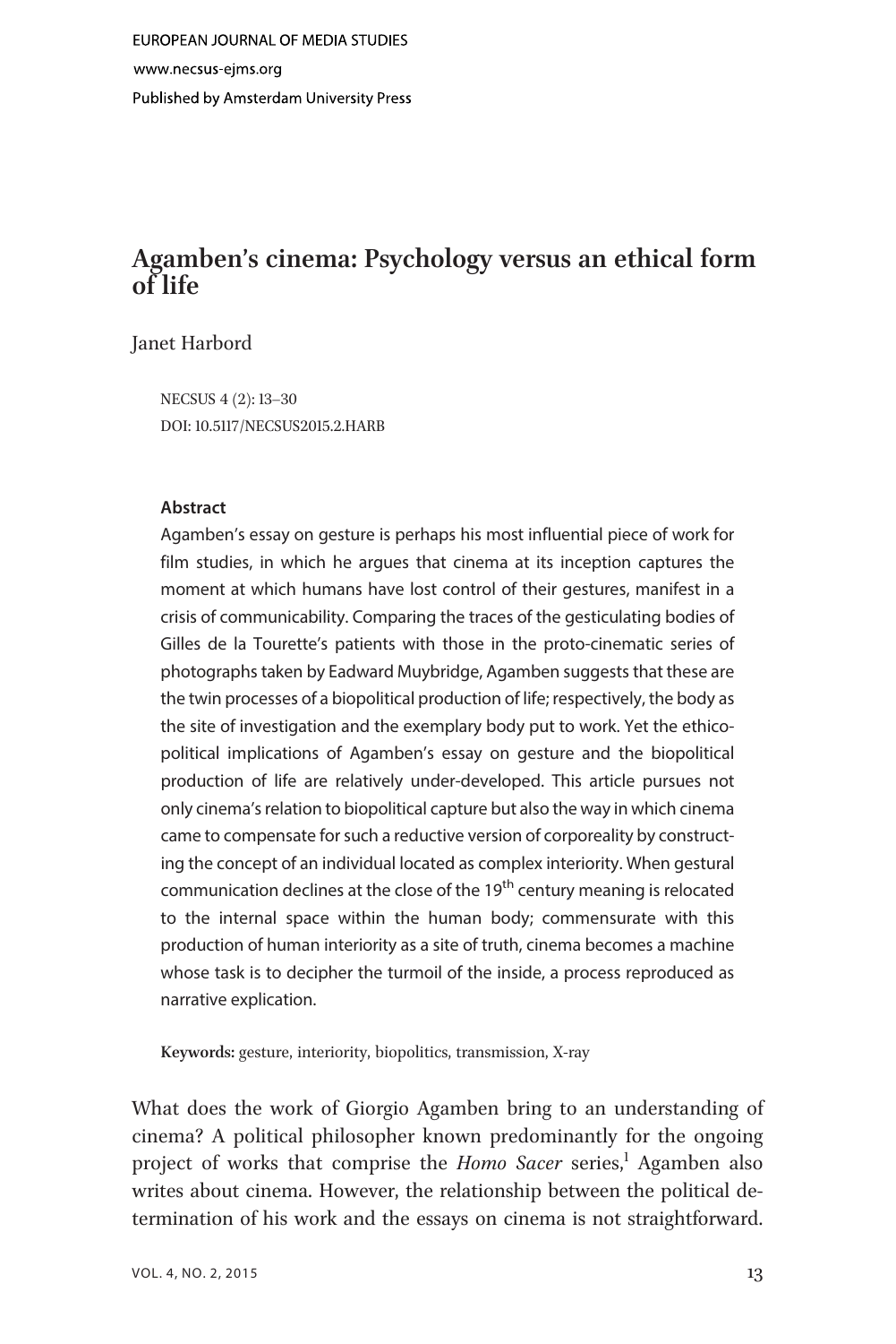EUROPEAN JOURNAL OF MEDIA STUDIES
www.necsus-ejms.org
Published by Amsterdam University Press

# Agamben's cinema: Psychology versus an ethical form of life

Janet Harbord

NECSUS 4 (2): 13–30
DOI: 10.5117/NECSUS2015.2.HARB

**Abstract**

Agamben's essay on gesture is perhaps his most influential piece of work for film studies, in which he argues that cinema at its inception captures the moment at which humans have lost control of their gestures, manifest in a crisis of communicability. Comparing the traces of the gesticulating bodies of Gilles de la Tourette's patients with those in the proto-cinematic series of photographs taken by Eadward Muybridge, Agamben suggests that these are the twin processes of a biopolitical production of life; respectively, the body as the site of investigation and the exemplary body put to work. Yet the ethico-political implications of Agamben's essay on gesture and the biopolitical production of life are relatively under-developed. This article pursues not only cinema's relation to biopolitical capture but also the way in which cinema came to compensate for such a reductive version of corporeality by constructing the concept of an individual located as complex interiority. When gestural communication declines at the close of the 19th century meaning is relocated to the internal space within the human body; commensurate with this production of human interiority as a site of truth, cinema becomes a machine whose task is to decipher the turmoil of the inside, a process reproduced as narrative explication.

**Keywords:** gesture, interiority, biopolitics, transmission, X-ray

What does the work of Giorgio Agamben bring to an understanding of cinema? A political philosopher known predominantly for the ongoing project of works that comprise the *Homo Sacer* series,[1] Agamben also writes about cinema. However, the relationship between the political determination of his work and the essays on cinema is not straightforward.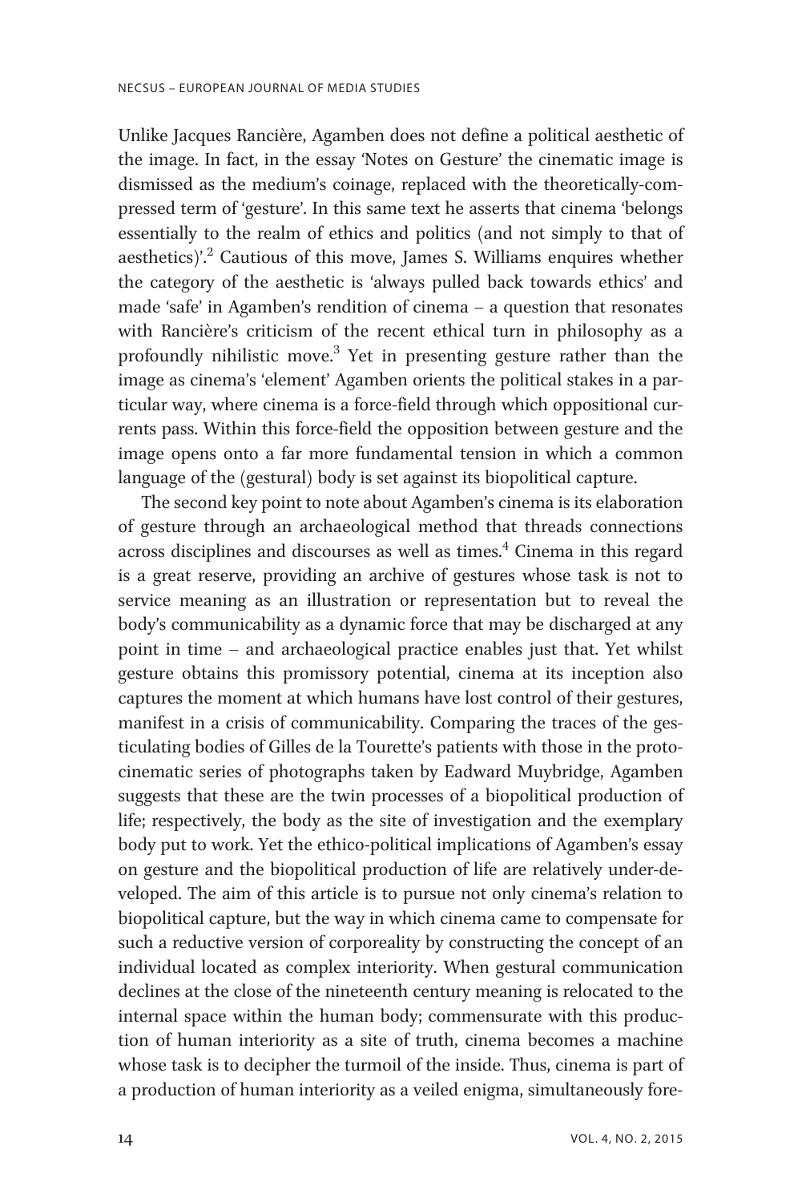Unlike Jacques Rancière, Agamben does not define a political aesthetic of the image. In fact, in the essay 'Notes on Gesture' the cinematic image is dismissed as the medium's coinage, replaced with the theoretically-compressed term of 'gesture'. In this same text he asserts that cinema 'belongs essentially to the realm of ethics and politics (and not simply to that of aesthetics)'.[2] Cautious of this move, James S. Williams enquires whether the category of the aesthetic is 'always pulled back towards ethics' and made 'safe' in Agamben's rendition of cinema – a question that resonates with Rancière's criticism of the recent ethical turn in philosophy as a profoundly nihilistic move.[3] Yet in presenting gesture rather than the image as cinema's 'element' Agamben orients the political stakes in a particular way, where cinema is a force-field through which oppositional currents pass. Within this force-field the opposition between gesture and the image opens onto a far more fundamental tension in which a common language of the (gestural) body is set against its biopolitical capture.

The second key point to note about Agamben's cinema is its elaboration of gesture through an archaeological method that threads connections across disciplines and discourses as well as times.[4] Cinema in this regard is a great reserve, providing an archive of gestures whose task is not to service meaning as an illustration or representation but to reveal the body's communicability as a dynamic force that may be discharged at any point in time – and archaeological practice enables just that. Yet whilst gesture obtains this promissory potential, cinema at its inception also captures the moment at which humans have lost control of their gestures, manifest in a crisis of communicability. Comparing the traces of the gesticulating bodies of Gilles de la Tourette's patients with those in the proto-cinematic series of photographs taken by Eadward Muybridge, Agamben suggests that these are the twin processes of a biopolitical production of life; respectively, the body as the site of investigation and the exemplary body put to work. Yet the ethico-political implications of Agamben's essay on gesture and the biopolitical production of life are relatively under-developed. The aim of this article is to pursue not only cinema's relation to biopolitical capture, but the way in which cinema came to compensate for such a reductive version of corporeality by constructing the concept of an individual located as complex interiority. When gestural communication declines at the close of the nineteenth century meaning is relocated to the internal space within the human body; commensurate with this production of human interiority as a site of truth, cinema becomes a machine whose task is to decipher the turmoil of the inside. Thus, cinema is part of a production of human interiority as a veiled enigma, simultaneously fore-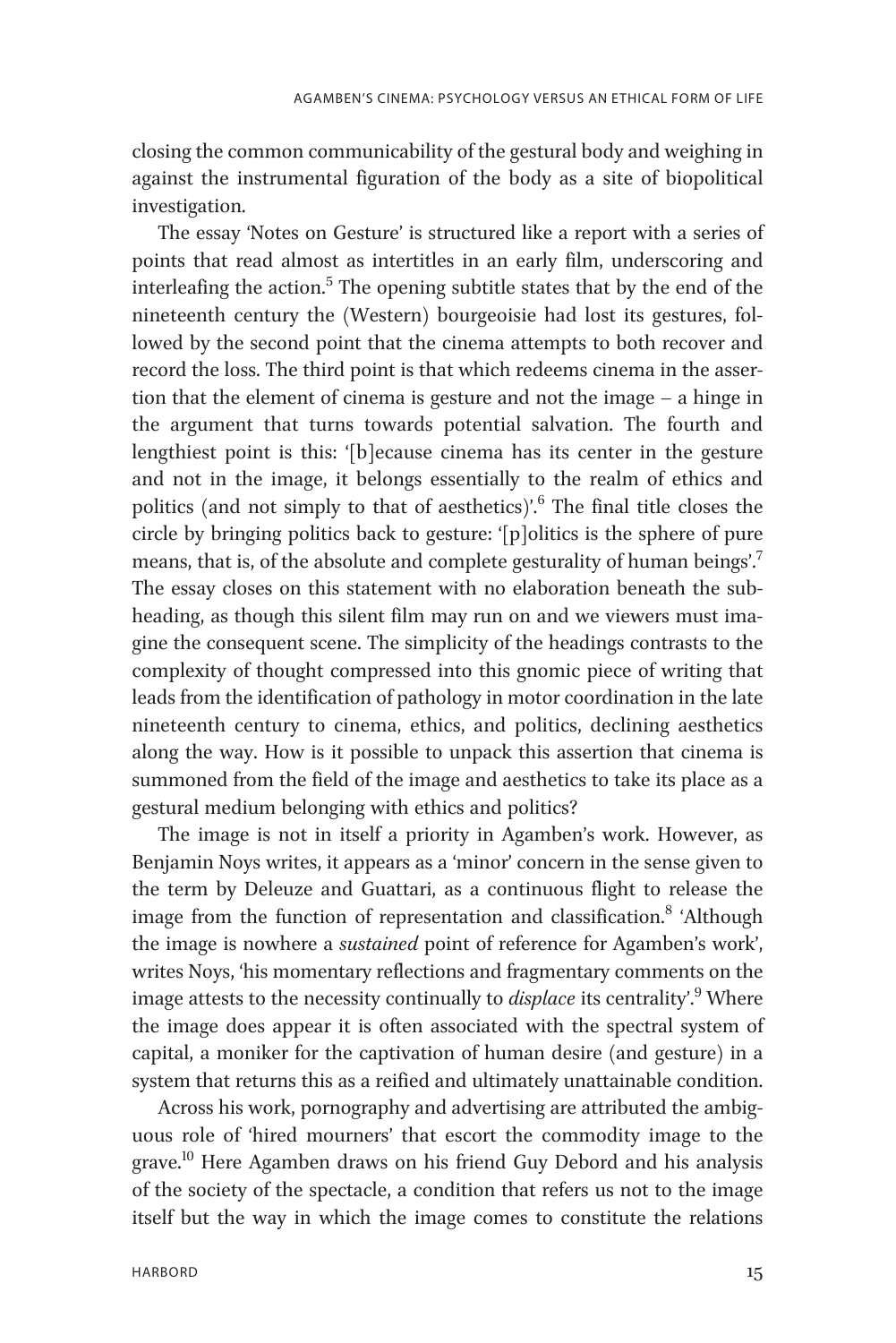closing the common communicability of the gestural body and weighing in against the instrumental figuration of the body as a site of biopolitical investigation.

The essay 'Notes on Gesture' is structured like a report with a series of points that read almost as intertitles in an early film, underscoring and interleafing the action.[5] The opening subtitle states that by the end of the nineteenth century the (Western) bourgeoisie had lost its gestures, followed by the second point that the cinema attempts to both recover and record the loss. The third point is that which redeems cinema in the assertion that the element of cinema is gesture and not the image – a hinge in the argument that turns towards potential salvation. The fourth and lengthiest point is this: '[b]ecause cinema has its center in the gesture and not in the image, it belongs essentially to the realm of ethics and politics (and not simply to that of aesthetics)'.[6] The final title closes the circle by bringing politics back to gesture: '[p]olitics is the sphere of pure means, that is, of the absolute and complete gesturality of human beings'.[7] The essay closes on this statement with no elaboration beneath the subheading, as though this silent film may run on and we viewers must imagine the consequent scene. The simplicity of the headings contrasts to the complexity of thought compressed into this gnomic piece of writing that leads from the identification of pathology in motor coordination in the late nineteenth century to cinema, ethics, and politics, declining aesthetics along the way. How is it possible to unpack this assertion that cinema is summoned from the field of the image and aesthetics to take its place as a gestural medium belonging with ethics and politics?

The image is not in itself a priority in Agamben's work. However, as Benjamin Noys writes, it appears as a 'minor' concern in the sense given to the term by Deleuze and Guattari, as a continuous flight to release the image from the function of representation and classification.[8] 'Although the image is nowhere a *sustained* point of reference for Agamben's work', writes Noys, 'his momentary reflections and fragmentary comments on the image attests to the necessity continually to *displace* its centrality'.[9] Where the image does appear it is often associated with the spectral system of capital, a moniker for the captivation of human desire (and gesture) in a system that returns this as a reified and ultimately unattainable condition.

Across his work, pornography and advertising are attributed the ambiguous role of 'hired mourners' that escort the commodity image to the grave.[10] Here Agamben draws on his friend Guy Debord and his analysis of the society of the spectacle, a condition that refers us not to the image itself but the way in which the image comes to constitute the relations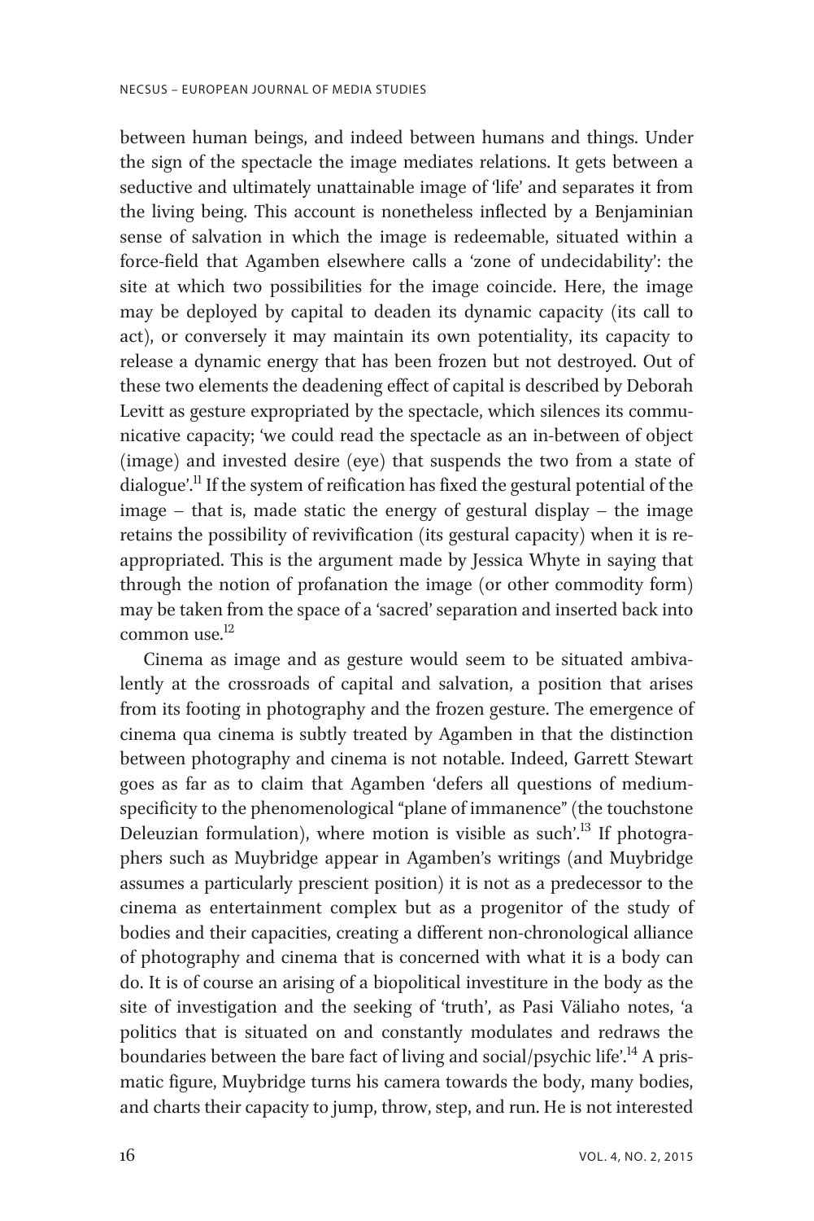between human beings, and indeed between humans and things. Under the sign of the spectacle the image mediates relations. It gets between a seductive and ultimately unattainable image of 'life' and separates it from the living being. This account is nonetheless inflected by a Benjaminian sense of salvation in which the image is redeemable, situated within a force-field that Agamben elsewhere calls a 'zone of undecidability': the site at which two possibilities for the image coincide. Here, the image may be deployed by capital to deaden its dynamic capacity (its call to act), or conversely it may maintain its own potentiality, its capacity to release a dynamic energy that has been frozen but not destroyed. Out of these two elements the deadening effect of capital is described by Deborah Levitt as gesture expropriated by the spectacle, which silences its communicative capacity; 'we could read the spectacle as an in-between of object (image) and invested desire (eye) that suspends the two from a state of dialogue'.[11] If the system of reification has fixed the gestural potential of the image – that is, made static the energy of gestural display – the image retains the possibility of revivification (its gestural capacity) when it is re-appropriated. This is the argument made by Jessica Whyte in saying that through the notion of profanation the image (or other commodity form) may be taken from the space of a 'sacred' separation and inserted back into common use.[12]

Cinema as image and as gesture would seem to be situated ambivalently at the crossroads of capital and salvation, a position that arises from its footing in photography and the frozen gesture. The emergence of cinema qua cinema is subtly treated by Agamben in that the distinction between photography and cinema is not notable. Indeed, Garrett Stewart goes as far as to claim that Agamben 'defers all questions of medium-specificity to the phenomenological "plane of immanence" (the touchstone Deleuzian formulation), where motion is visible as such'.[13] If photographers such as Muybridge appear in Agamben's writings (and Muybridge assumes a particularly prescient position) it is not as a predecessor to the cinema as entertainment complex but as a progenitor of the study of bodies and their capacities, creating a different non-chronological alliance of photography and cinema that is concerned with what it is a body can do. It is of course an arising of a biopolitical investiture in the body as the site of investigation and the seeking of 'truth', as Pasi Väliaho notes, 'a politics that is situated on and constantly modulates and redraws the boundaries between the bare fact of living and social/psychic life'.[14] A prismatic figure, Muybridge turns his camera towards the body, many bodies, and charts their capacity to jump, throw, step, and run. He is not interested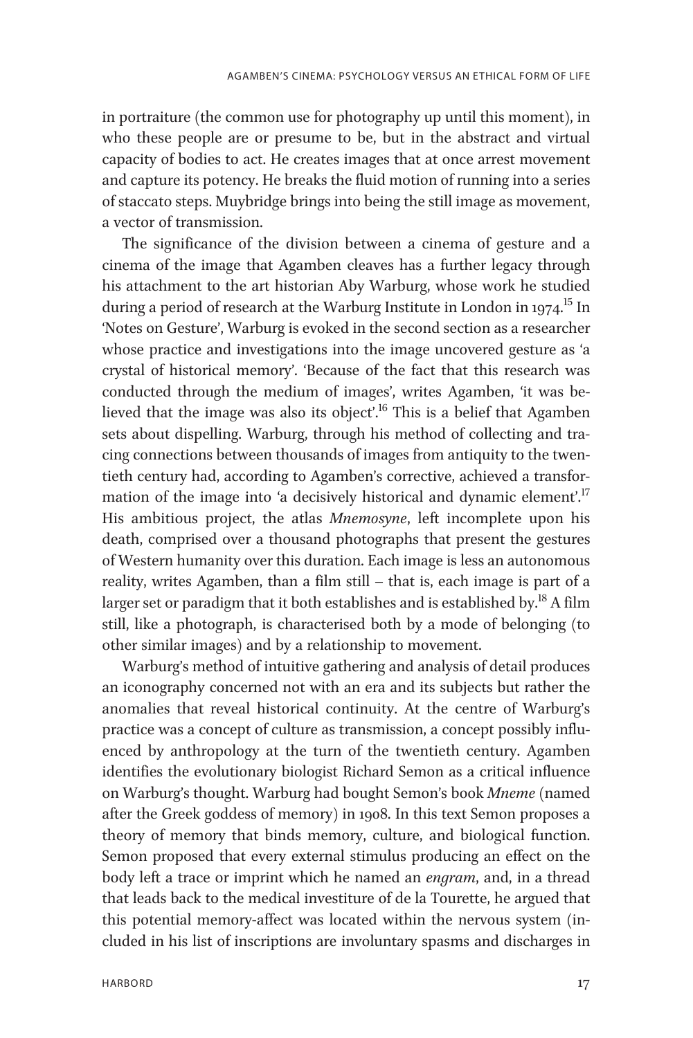in portraiture (the common use for photography up until this moment), in who these people are or presume to be, but in the abstract and virtual capacity of bodies to act. He creates images that at once arrest movement and capture its potency. He breaks the fluid motion of running into a series of staccato steps. Muybridge brings into being the still image as movement, a vector of transmission.

The significance of the division between a cinema of gesture and a cinema of the image that Agamben cleaves has a further legacy through his attachment to the art historian Aby Warburg, whose work he studied during a period of research at the Warburg Institute in London in 1974.[15] In 'Notes on Gesture', Warburg is evoked in the second section as a researcher whose practice and investigations into the image uncovered gesture as 'a crystal of historical memory'. 'Because of the fact that this research was conducted through the medium of images', writes Agamben, 'it was believed that the image was also its object'.[16] This is a belief that Agamben sets about dispelling. Warburg, through his method of collecting and tracing connections between thousands of images from antiquity to the twentieth century had, according to Agamben's corrective, achieved a transformation of the image into 'a decisively historical and dynamic element'.[17] His ambitious project, the atlas *Mnemosyne*, left incomplete upon his death, comprised over a thousand photographs that present the gestures of Western humanity over this duration. Each image is less an autonomous reality, writes Agamben, than a film still – that is, each image is part of a larger set or paradigm that it both establishes and is established by.[18] A film still, like a photograph, is characterised both by a mode of belonging (to other similar images) and by a relationship to movement.

Warburg's method of intuitive gathering and analysis of detail produces an iconography concerned not with an era and its subjects but rather the anomalies that reveal historical continuity. At the centre of Warburg's practice was a concept of culture as transmission, a concept possibly influenced by anthropology at the turn of the twentieth century. Agamben identifies the evolutionary biologist Richard Semon as a critical influence on Warburg's thought. Warburg had bought Semon's book *Mneme* (named after the Greek goddess of memory) in 1908. In this text Semon proposes a theory of memory that binds memory, culture, and biological function. Semon proposed that every external stimulus producing an effect on the body left a trace or imprint which he named an *engram*, and, in a thread that leads back to the medical investiture of de la Tourette, he argued that this potential memory-affect was located within the nervous system (included in his list of inscriptions are involuntary spasms and discharges in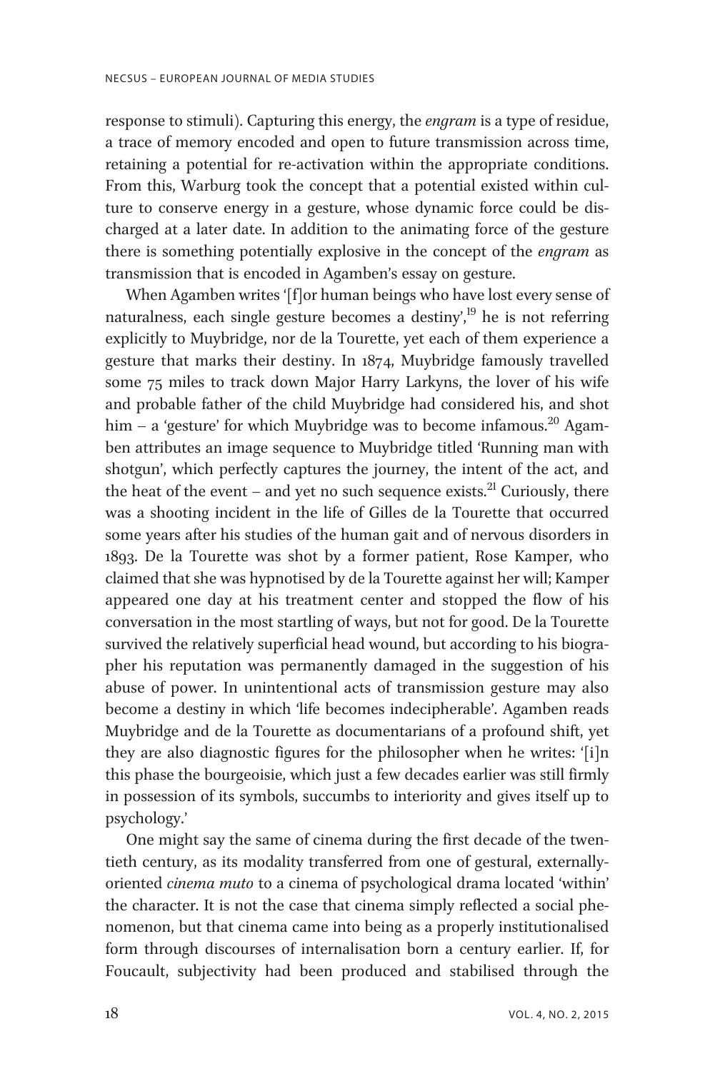response to stimuli). Capturing this energy, the *engram* is a type of residue, a trace of memory encoded and open to future transmission across time, retaining a potential for re-activation within the appropriate conditions. From this, Warburg took the concept that a potential existed within culture to conserve energy in a gesture, whose dynamic force could be discharged at a later date. In addition to the animating force of the gesture there is something potentially explosive in the concept of the *engram* as transmission that is encoded in Agamben's essay on gesture.

When Agamben writes '[f]or human beings who have lost every sense of naturalness, each single gesture becomes a destiny',[19] he is not referring explicitly to Muybridge, nor de la Tourette, yet each of them experience a gesture that marks their destiny. In 1874, Muybridge famously travelled some 75 miles to track down Major Harry Larkyns, the lover of his wife and probable father of the child Muybridge had considered his, and shot him – a 'gesture' for which Muybridge was to become infamous.[20] Agamben attributes an image sequence to Muybridge titled 'Running man with shotgun', which perfectly captures the journey, the intent of the act, and the heat of the event – and yet no such sequence exists.[21] Curiously, there was a shooting incident in the life of Gilles de la Tourette that occurred some years after his studies of the human gait and of nervous disorders in 1893. De la Tourette was shot by a former patient, Rose Kamper, who claimed that she was hypnotised by de la Tourette against her will; Kamper appeared one day at his treatment center and stopped the flow of his conversation in the most startling of ways, but not for good. De la Tourette survived the relatively superficial head wound, but according to his biographer his reputation was permanently damaged in the suggestion of his abuse of power. In unintentional acts of transmission gesture may also become a destiny in which 'life becomes indecipherable'. Agamben reads Muybridge and de la Tourette as documentarians of a profound shift, yet they are also diagnostic figures for the philosopher when he writes: '[i]n this phase the bourgeoisie, which just a few decades earlier was still firmly in possession of its symbols, succumbs to interiority and gives itself up to psychology.'

One might say the same of cinema during the first decade of the twentieth century, as its modality transferred from one of gestural, externally-oriented *cinema muto* to a cinema of psychological drama located 'within' the character. It is not the case that cinema simply reflected a social phenomenon, but that cinema came into being as a properly institutionalised form through discourses of internalisation born a century earlier. If, for Foucault, subjectivity had been produced and stabilised through the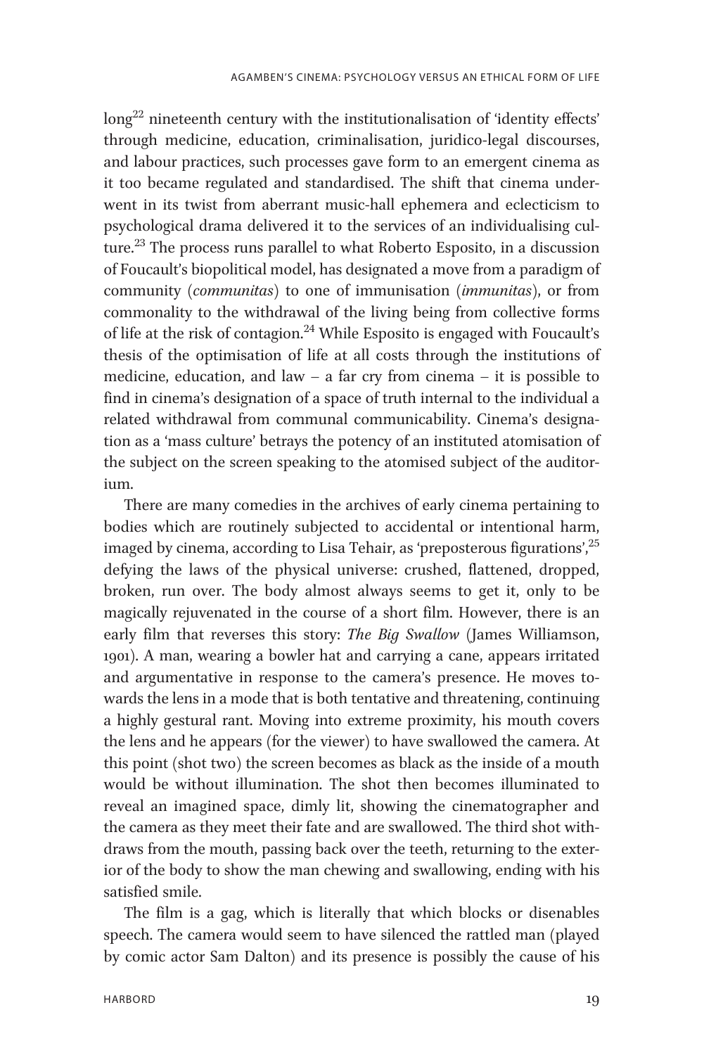long[22] nineteenth century with the institutionalisation of 'identity effects' through medicine, education, criminalisation, juridico-legal discourses, and labour practices, such processes gave form to an emergent cinema as it too became regulated and standardised. The shift that cinema underwent in its twist from aberrant music-hall ephemera and eclecticism to psychological drama delivered it to the services of an individualising culture.[23] The process runs parallel to what Roberto Esposito, in a discussion of Foucault's biopolitical model, has designated a move from a paradigm of community (*communitas*) to one of immunisation (*immunitas*), or from commonality to the withdrawal of the living being from collective forms of life at the risk of contagion.[24] While Esposito is engaged with Foucault's thesis of the optimisation of life at all costs through the institutions of medicine, education, and law – a far cry from cinema – it is possible to find in cinema's designation of a space of truth internal to the individual a related withdrawal from communal communicability. Cinema's designation as a 'mass culture' betrays the potency of an instituted atomisation of the subject on the screen speaking to the atomised subject of the auditorium.

There are many comedies in the archives of early cinema pertaining to bodies which are routinely subjected to accidental or intentional harm, imaged by cinema, according to Lisa Tehair, as 'preposterous figurations',[25] defying the laws of the physical universe: crushed, flattened, dropped, broken, run over. The body almost always seems to get it, only to be magically rejuvenated in the course of a short film. However, there is an early film that reverses this story: *The Big Swallow* (James Williamson, 1901). A man, wearing a bowler hat and carrying a cane, appears irritated and argumentative in response to the camera's presence. He moves towards the lens in a mode that is both tentative and threatening, continuing a highly gestural rant. Moving into extreme proximity, his mouth covers the lens and he appears (for the viewer) to have swallowed the camera. At this point (shot two) the screen becomes as black as the inside of a mouth would be without illumination. The shot then becomes illuminated to reveal an imagined space, dimly lit, showing the cinematographer and the camera as they meet their fate and are swallowed. The third shot withdraws from the mouth, passing back over the teeth, returning to the exterior of the body to show the man chewing and swallowing, ending with his satisfied smile.

The film is a gag, which is literally that which blocks or disenables speech. The camera would seem to have silenced the rattled man (played by comic actor Sam Dalton) and its presence is possibly the cause of his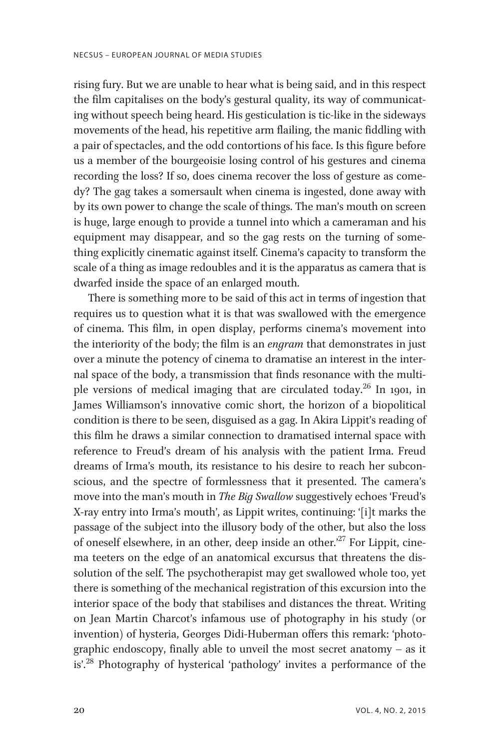rising fury. But we are unable to hear what is being said, and in this respect the film capitalises on the body's gestural quality, its way of communicating without speech being heard. His gesticulation is tic-like in the sideways movements of the head, his repetitive arm flailing, the manic fiddling with a pair of spectacles, and the odd contortions of his face. Is this figure before us a member of the bourgeoisie losing control of his gestures and cinema recording the loss? If so, does cinema recover the loss of gesture as comedy? The gag takes a somersault when cinema is ingested, done away with by its own power to change the scale of things. The man's mouth on screen is huge, large enough to provide a tunnel into which a cameraman and his equipment may disappear, and so the gag rests on the turning of something explicitly cinematic against itself. Cinema's capacity to transform the scale of a thing as image redoubles and it is the apparatus as camera that is dwarfed inside the space of an enlarged mouth.

There is something more to be said of this act in terms of ingestion that requires us to question what it is that was swallowed with the emergence of cinema. This film, in open display, performs cinema's movement into the interiority of the body; the film is an *engram* that demonstrates in just over a minute the potency of cinema to dramatise an interest in the internal space of the body, a transmission that finds resonance with the multiple versions of medical imaging that are circulated today.[26] In 1901, in James Williamson's innovative comic short, the horizon of a biopolitical condition is there to be seen, disguised as a gag. In Akira Lippit's reading of this film he draws a similar connection to dramatised internal space with reference to Freud's dream of his analysis with the patient Irma. Freud dreams of Irma's mouth, its resistance to his desire to reach her subconscious, and the spectre of formlessness that it presented. The camera's move into the man's mouth in *The Big Swallow* suggestively echoes 'Freud's X-ray entry into Irma's mouth', as Lippit writes, continuing: '[i]t marks the passage of the subject into the illusory body of the other, but also the loss of oneself elsewhere, in an other, deep inside an other.'[27] For Lippit, cinema teeters on the edge of an anatomical excursus that threatens the dissolution of the self. The psychotherapist may get swallowed whole too, yet there is something of the mechanical registration of this excursion into the interior space of the body that stabilises and distances the threat. Writing on Jean Martin Charcot's infamous use of photography in his study (or invention) of hysteria, Georges Didi-Huberman offers this remark: 'photographic endoscopy, finally able to unveil the most secret anatomy – as it is'.[28] Photography of hysterical 'pathology' invites a performance of the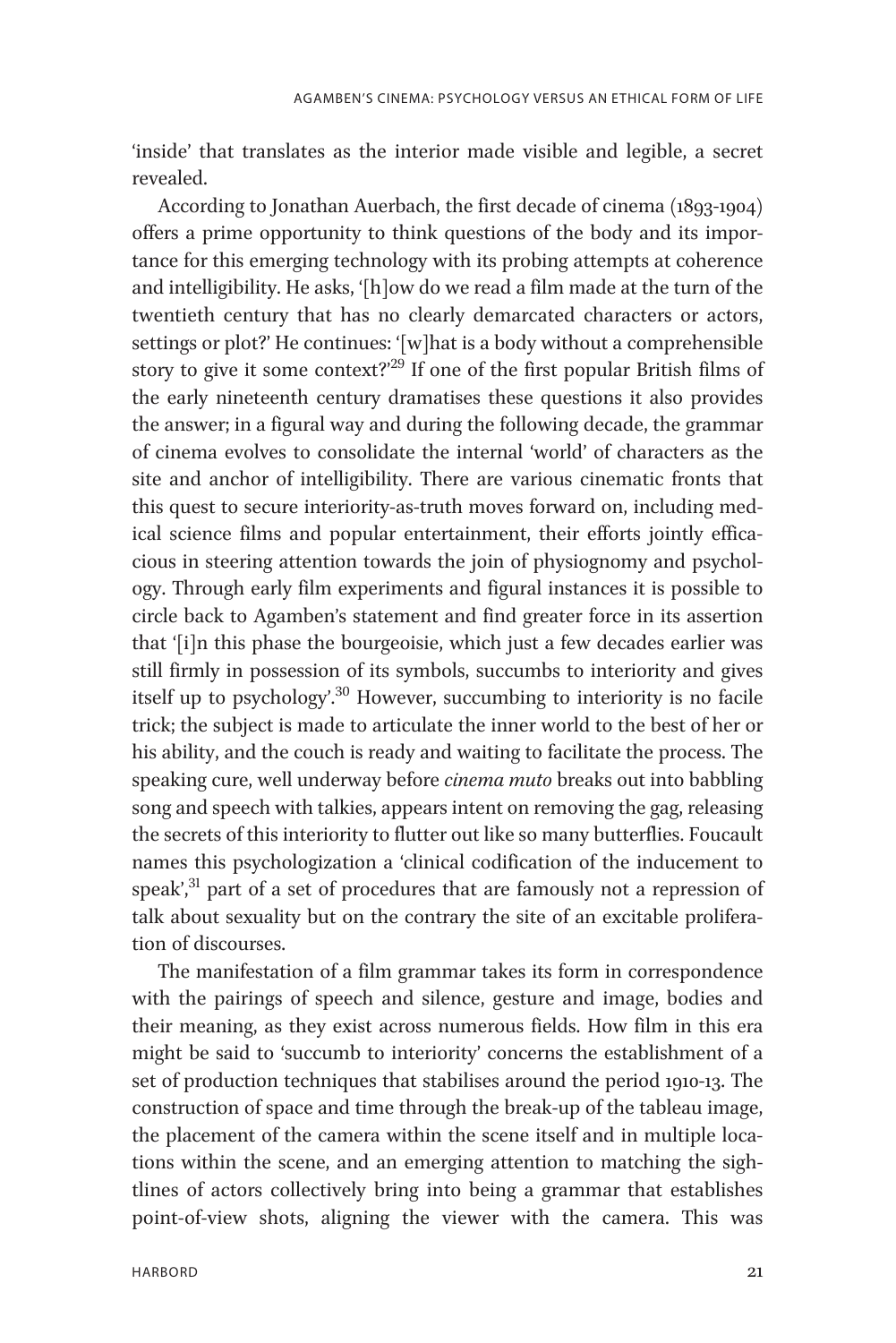'inside' that translates as the interior made visible and legible, a secret revealed.

According to Jonathan Auerbach, the first decade of cinema (1893-1904) offers a prime opportunity to think questions of the body and its importance for this emerging technology with its probing attempts at coherence and intelligibility. He asks, '[h]ow do we read a film made at the turn of the twentieth century that has no clearly demarcated characters or actors, settings or plot?' He continues: '[w]hat is a body without a comprehensible story to give it some context?'[29] If one of the first popular British films of the early nineteenth century dramatises these questions it also provides the answer; in a figural way and during the following decade, the grammar of cinema evolves to consolidate the internal 'world' of characters as the site and anchor of intelligibility. There are various cinematic fronts that this quest to secure interiority-as-truth moves forward on, including medical science films and popular entertainment, their efforts jointly efficacious in steering attention towards the join of physiognomy and psychology. Through early film experiments and figural instances it is possible to circle back to Agamben's statement and find greater force in its assertion that '[i]n this phase the bourgeoisie, which just a few decades earlier was still firmly in possession of its symbols, succumbs to interiority and gives itself up to psychology'.[30] However, succumbing to interiority is no facile trick; the subject is made to articulate the inner world to the best of her or his ability, and the couch is ready and waiting to facilitate the process. The speaking cure, well underway before *cinema muto* breaks out into babbling song and speech with talkies, appears intent on removing the gag, releasing the secrets of this interiority to flutter out like so many butterflies. Foucault names this psychologization a 'clinical codification of the inducement to speak',[31] part of a set of procedures that are famously not a repression of talk about sexuality but on the contrary the site of an excitable proliferation of discourses.

The manifestation of a film grammar takes its form in correspondence with the pairings of speech and silence, gesture and image, bodies and their meaning, as they exist across numerous fields. How film in this era might be said to 'succumb to interiority' concerns the establishment of a set of production techniques that stabilises around the period 1910-13. The construction of space and time through the break-up of the tableau image, the placement of the camera within the scene itself and in multiple locations within the scene, and an emerging attention to matching the sightlines of actors collectively bring into being a grammar that establishes point-of-view shots, aligning the viewer with the camera. This was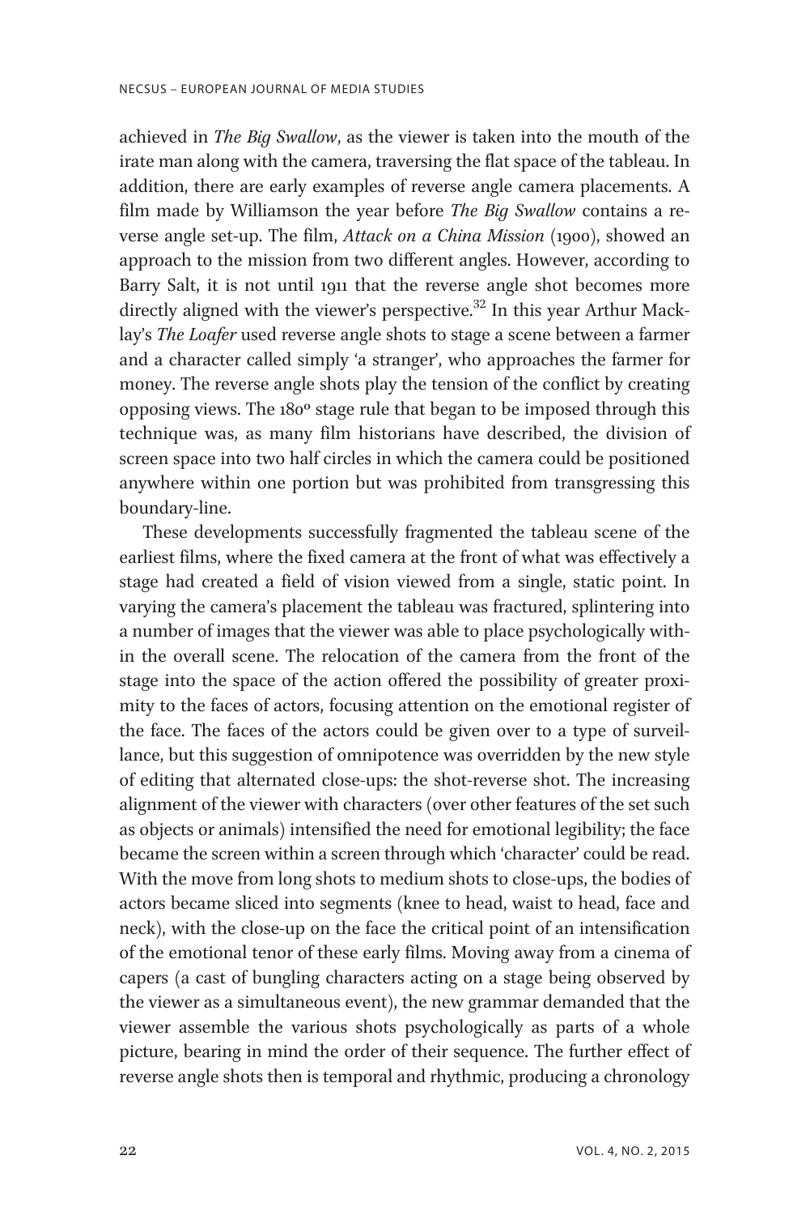achieved in *The Big Swallow*, as the viewer is taken into the mouth of the irate man along with the camera, traversing the flat space of the tableau. In addition, there are early examples of reverse angle camera placements. A film made by Williamson the year before *The Big Swallow* contains a reverse angle set-up. The film, *Attack on a China Mission* (1900), showed an approach to the mission from two different angles. However, according to Barry Salt, it is not until 1911 that the reverse angle shot becomes more directly aligned with the viewer's perspective.[32] In this year Arthur Macklay's *The Loafer* used reverse angle shots to stage a scene between a farmer and a character called simply 'a stranger', who approaches the farmer for money. The reverse angle shots play the tension of the conflict by creating opposing views. The 180º stage rule that began to be imposed through this technique was, as many film historians have described, the division of screen space into two half circles in which the camera could be positioned anywhere within one portion but was prohibited from transgressing this boundary-line.

These developments successfully fragmented the tableau scene of the earliest films, where the fixed camera at the front of what was effectively a stage had created a field of vision viewed from a single, static point. In varying the camera's placement the tableau was fractured, splintering into a number of images that the viewer was able to place psychologically within the overall scene. The relocation of the camera from the front of the stage into the space of the action offered the possibility of greater proximity to the faces of actors, focusing attention on the emotional register of the face. The faces of the actors could be given over to a type of surveillance, but this suggestion of omnipotence was overridden by the new style of editing that alternated close-ups: the shot-reverse shot. The increasing alignment of the viewer with characters (over other features of the set such as objects or animals) intensified the need for emotional legibility; the face became the screen within a screen through which 'character' could be read. With the move from long shots to medium shots to close-ups, the bodies of actors became sliced into segments (knee to head, waist to head, face and neck), with the close-up on the face the critical point of an intensification of the emotional tenor of these early films. Moving away from a cinema of capers (a cast of bungling characters acting on a stage being observed by the viewer as a simultaneous event), the new grammar demanded that the viewer assemble the various shots psychologically as parts of a whole picture, bearing in mind the order of their sequence. The further effect of reverse angle shots then is temporal and rhythmic, producing a chronology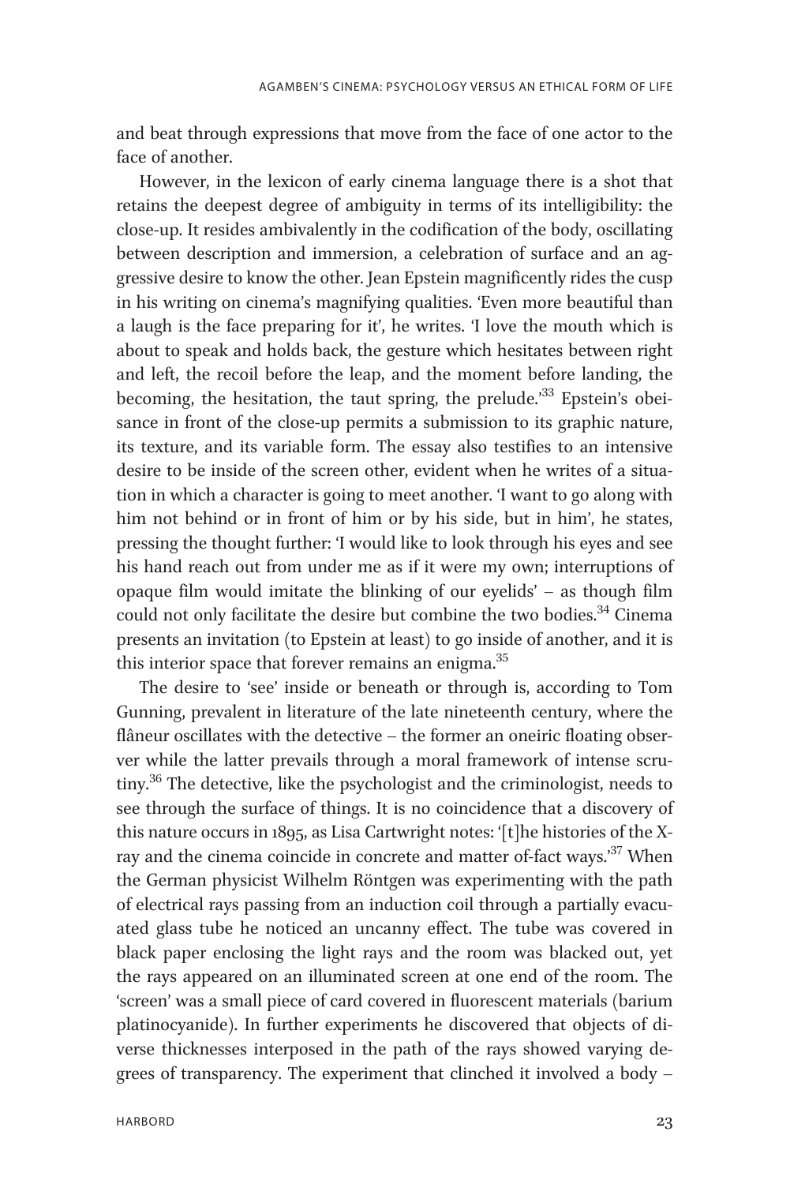and beat through expressions that move from the face of one actor to the face of another.

However, in the lexicon of early cinema language there is a shot that retains the deepest degree of ambiguity in terms of its intelligibility: the close-up. It resides ambivalently in the codification of the body, oscillating between description and immersion, a celebration of surface and an aggressive desire to know the other. Jean Epstein magnificently rides the cusp in his writing on cinema's magnifying qualities. 'Even more beautiful than a laugh is the face preparing for it', he writes. 'I love the mouth which is about to speak and holds back, the gesture which hesitates between right and left, the recoil before the leap, and the moment before landing, the becoming, the hesitation, the taut spring, the prelude.'[33] Epstein's obeisance in front of the close-up permits a submission to its graphic nature, its texture, and its variable form. The essay also testifies to an intensive desire to be inside of the screen other, evident when he writes of a situation in which a character is going to meet another. 'I want to go along with him not behind or in front of him or by his side, but in him', he states, pressing the thought further: 'I would like to look through his eyes and see his hand reach out from under me as if it were my own; interruptions of opaque film would imitate the blinking of our eyelids' – as though film could not only facilitate the desire but combine the two bodies.[34] Cinema presents an invitation (to Epstein at least) to go inside of another, and it is this interior space that forever remains an enigma.[35]

The desire to 'see' inside or beneath or through is, according to Tom Gunning, prevalent in literature of the late nineteenth century, where the flâneur oscillates with the detective – the former an oneiric floating observer while the latter prevails through a moral framework of intense scrutiny.[36] The detective, like the psychologist and the criminologist, needs to see through the surface of things. It is no coincidence that a discovery of this nature occurs in 1895, as Lisa Cartwright notes: '[t]he histories of the X-ray and the cinema coincide in concrete and matter of-fact ways.'[37] When the German physicist Wilhelm Röntgen was experimenting with the path of electrical rays passing from an induction coil through a partially evacuated glass tube he noticed an uncanny effect. The tube was covered in black paper enclosing the light rays and the room was blacked out, yet the rays appeared on an illuminated screen at one end of the room. The 'screen' was a small piece of card covered in fluorescent materials (barium platinocyanide). In further experiments he discovered that objects of diverse thicknesses interposed in the path of the rays showed varying degrees of transparency. The experiment that clinched it involved a body –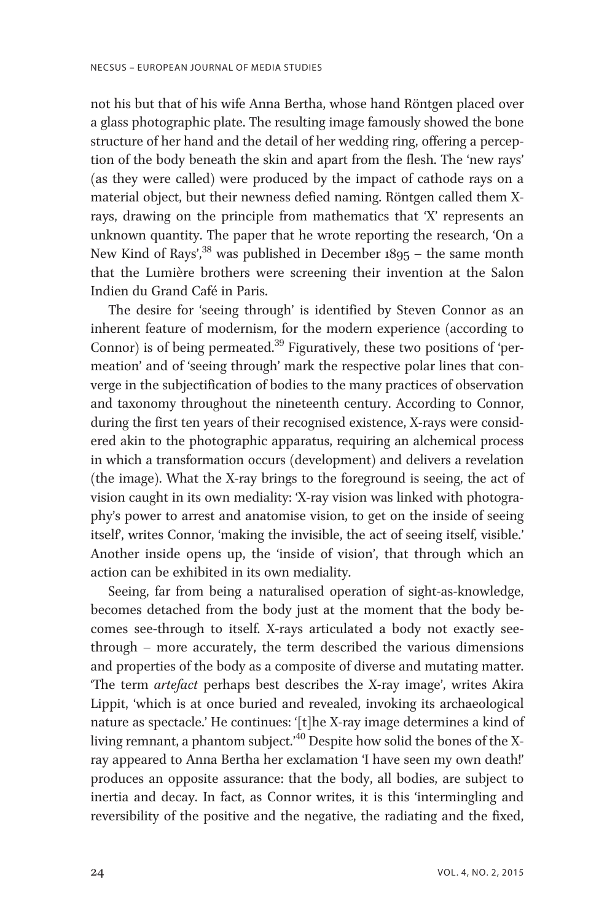not his but that of his wife Anna Bertha, whose hand Röntgen placed over a glass photographic plate. The resulting image famously showed the bone structure of her hand and the detail of her wedding ring, offering a perception of the body beneath the skin and apart from the flesh. The 'new rays' (as they were called) were produced by the impact of cathode rays on a material object, but their newness defied naming. Röntgen called them X-rays, drawing on the principle from mathematics that 'X' represents an unknown quantity. The paper that he wrote reporting the research, 'On a New Kind of Rays',[38] was published in December 1895 – the same month that the Lumière brothers were screening their invention at the Salon Indien du Grand Café in Paris.

The desire for 'seeing through' is identified by Steven Connor as an inherent feature of modernism, for the modern experience (according to Connor) is of being permeated.[39] Figuratively, these two positions of 'permeation' and of 'seeing through' mark the respective polar lines that converge in the subjectification of bodies to the many practices of observation and taxonomy throughout the nineteenth century. According to Connor, during the first ten years of their recognised existence, X-rays were considered akin to the photographic apparatus, requiring an alchemical process in which a transformation occurs (development) and delivers a revelation (the image). What the X-ray brings to the foreground is seeing, the act of vision caught in its own mediality: 'X-ray vision was linked with photography's power to arrest and anatomise vision, to get on the inside of seeing itself', writes Connor, 'making the invisible, the act of seeing itself, visible.' Another inside opens up, the 'inside of vision', that through which an action can be exhibited in its own mediality.

Seeing, far from being a naturalised operation of sight-as-knowledge, becomes detached from the body just at the moment that the body becomes see-through to itself. X-rays articulated a body not exactly see-through – more accurately, the term described the various dimensions and properties of the body as a composite of diverse and mutating matter. 'The term *artefact* perhaps best describes the X-ray image', writes Akira Lippit, 'which is at once buried and revealed, invoking its archaeological nature as spectacle.' He continues: '[t]he X-ray image determines a kind of living remnant, a phantom subject.'[40] Despite how solid the bones of the X-ray appeared to Anna Bertha her exclamation 'I have seen my own death!' produces an opposite assurance: that the body, all bodies, are subject to inertia and decay. In fact, as Connor writes, it is this 'intermingling and reversibility of the positive and the negative, the radiating and the fixed,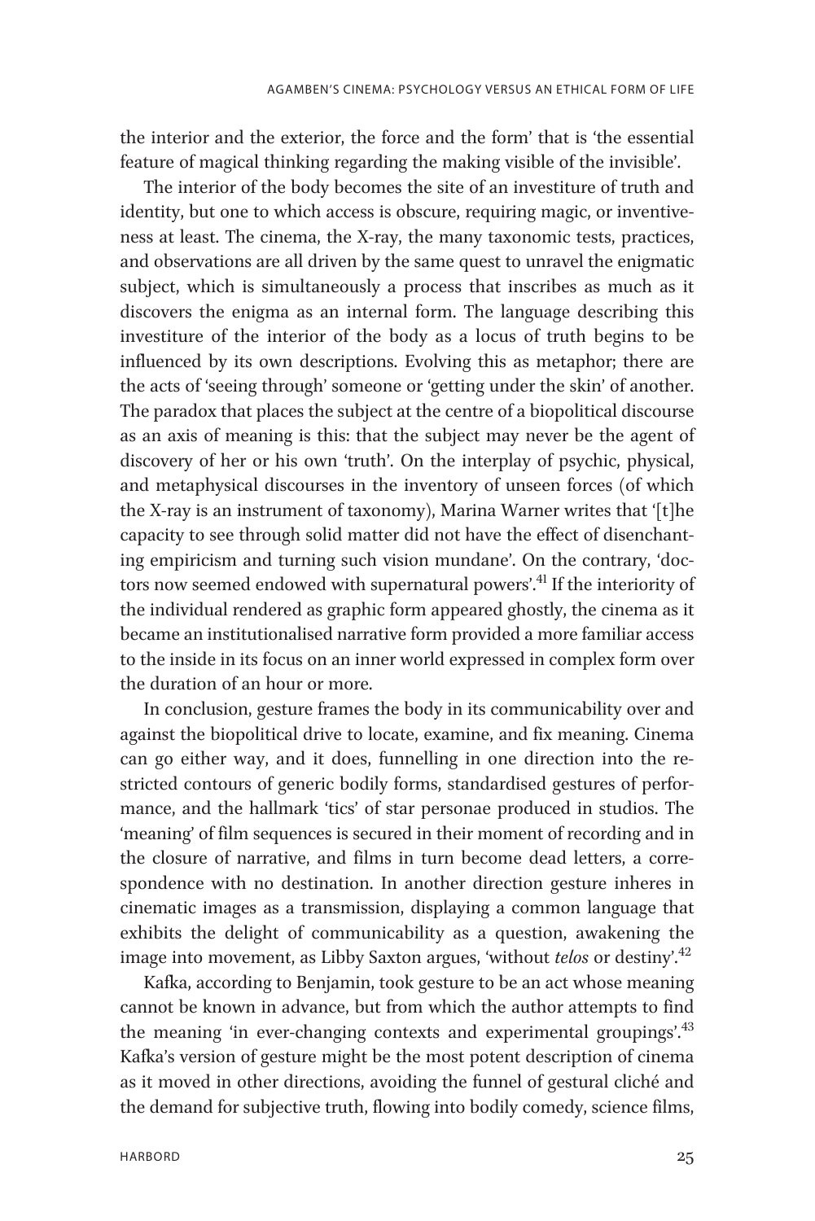the interior and the exterior, the force and the form' that is 'the essential feature of magical thinking regarding the making visible of the invisible'.

The interior of the body becomes the site of an investiture of truth and identity, but one to which access is obscure, requiring magic, or inventiveness at least. The cinema, the X-ray, the many taxonomic tests, practices, and observations are all driven by the same quest to unravel the enigmatic subject, which is simultaneously a process that inscribes as much as it discovers the enigma as an internal form. The language describing this investiture of the interior of the body as a locus of truth begins to be influenced by its own descriptions. Evolving this as metaphor; there are the acts of 'seeing through' someone or 'getting under the skin' of another. The paradox that places the subject at the centre of a biopolitical discourse as an axis of meaning is this: that the subject may never be the agent of discovery of her or his own 'truth'. On the interplay of psychic, physical, and metaphysical discourses in the inventory of unseen forces (of which the X-ray is an instrument of taxonomy), Marina Warner writes that '[t]he capacity to see through solid matter did not have the effect of disenchanting empiricism and turning such vision mundane'. On the contrary, 'doctors now seemed endowed with supernatural powers'.[41] If the interiority of the individual rendered as graphic form appeared ghostly, the cinema as it became an institutionalised narrative form provided a more familiar access to the inside in its focus on an inner world expressed in complex form over the duration of an hour or more.

In conclusion, gesture frames the body in its communicability over and against the biopolitical drive to locate, examine, and fix meaning. Cinema can go either way, and it does, funnelling in one direction into the restricted contours of generic bodily forms, standardised gestures of performance, and the hallmark 'tics' of star personae produced in studios. The 'meaning' of film sequences is secured in their moment of recording and in the closure of narrative, and films in turn become dead letters, a correspondence with no destination. In another direction gesture inheres in cinematic images as a transmission, displaying a common language that exhibits the delight of communicability as a question, awakening the image into movement, as Libby Saxton argues, 'without *telos* or destiny'.[42]

Kafka, according to Benjamin, took gesture to be an act whose meaning cannot be known in advance, but from which the author attempts to find the meaning 'in ever-changing contexts and experimental groupings'.[43] Kafka's version of gesture might be the most potent description of cinema as it moved in other directions, avoiding the funnel of gestural cliché and the demand for subjective truth, flowing into bodily comedy, science films,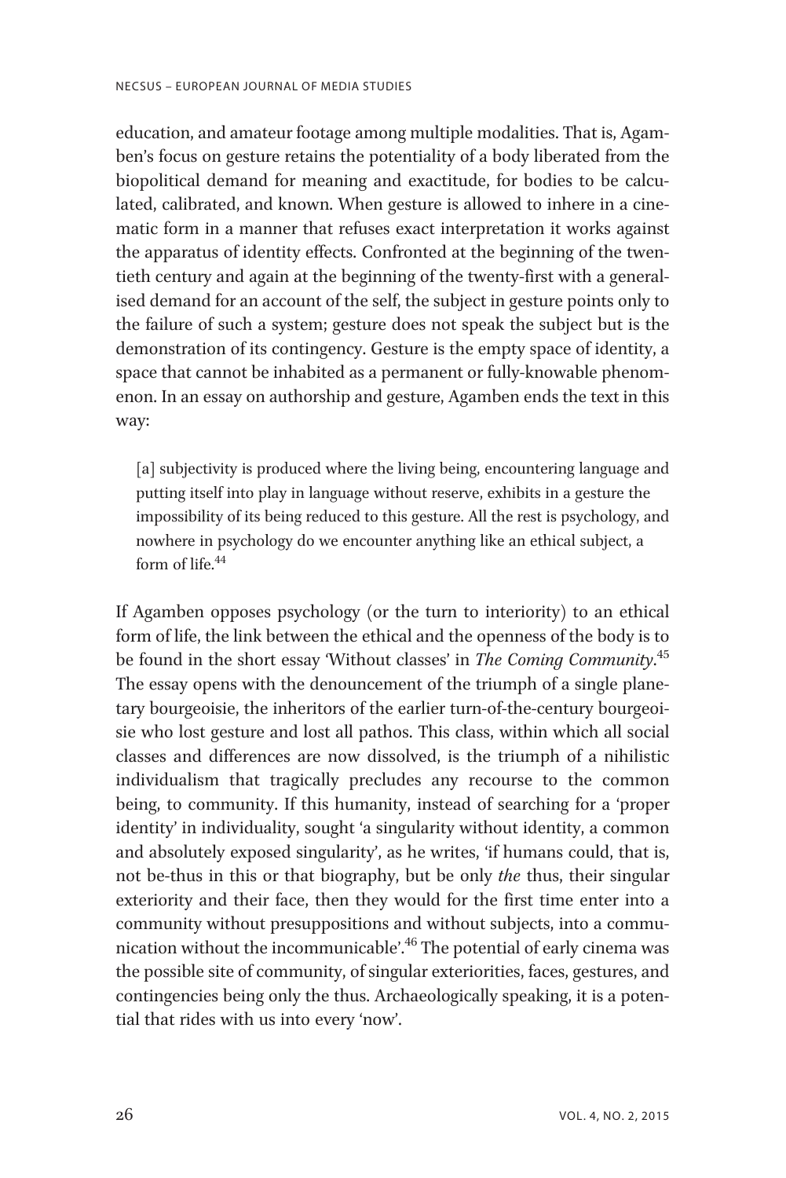education, and amateur footage among multiple modalities. That is, Agamben's focus on gesture retains the potentiality of a body liberated from the biopolitical demand for meaning and exactitude, for bodies to be calculated, calibrated, and known. When gesture is allowed to inhere in a cinematic form in a manner that refuses exact interpretation it works against the apparatus of identity effects. Confronted at the beginning of the twentieth century and again at the beginning of the twenty-first with a generalised demand for an account of the self, the subject in gesture points only to the failure of such a system; gesture does not speak the subject but is the demonstration of its contingency. Gesture is the empty space of identity, a space that cannot be inhabited as a permanent or fully-knowable phenomenon. In an essay on authorship and gesture, Agamben ends the text in this way:

> [a] subjectivity is produced where the living being, encountering language and putting itself into play in language without reserve, exhibits in a gesture the impossibility of its being reduced to this gesture. All the rest is psychology, and nowhere in psychology do we encounter anything like an ethical subject, a form of life.[44]

If Agamben opposes psychology (or the turn to interiority) to an ethical form of life, the link between the ethical and the openness of the body is to be found in the short essay 'Without classes' in *The Coming Community*.[45] The essay opens with the denouncement of the triumph of a single planetary bourgeoisie, the inheritors of the earlier turn-of-the-century bourgeoisie who lost gesture and lost all pathos. This class, within which all social classes and differences are now dissolved, is the triumph of a nihilistic individualism that tragically precludes any recourse to the common being, to community. If this humanity, instead of searching for a 'proper identity' in individuality, sought 'a singularity without identity, a common and absolutely exposed singularity', as he writes, 'if humans could, that is, not be-thus in this or that biography, but be only *the* thus, their singular exteriority and their face, then they would for the first time enter into a community without presuppositions and without subjects, into a communication without the incommunicable'.[46] The potential of early cinema was the possible site of community, of singular exteriorities, faces, gestures, and contingencies being only the thus. Archaeologically speaking, it is a potential that rides with us into every 'now'.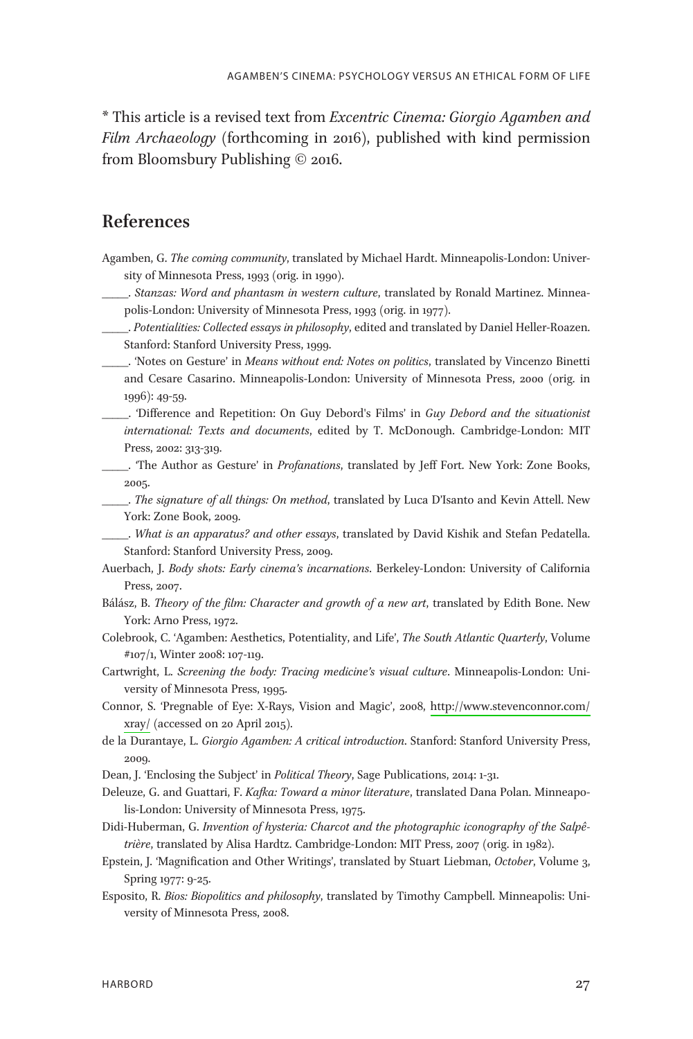* This article is a revised text from *Excentric Cinema: Giorgio Agamben and Film Archaeology* (forthcoming in 2016), published with kind permission from Bloomsbury Publishing © 2016.

## References

Agamben, G. *The coming community*, translated by Michael Hardt. Minneapolis-London: University of Minnesota Press, 1993 (orig. in 1990).

_____. *Stanzas: Word and phantasm in western culture*, translated by Ronald Martinez. Minneapolis-London: University of Minnesota Press, 1993 (orig. in 1977).

_____. *Potentialities: Collected essays in philosophy*, edited and translated by Daniel Heller-Roazen. Stanford: Stanford University Press, 1999.

_____. 'Notes on Gesture' in *Means without end: Notes on politics*, translated by Vincenzo Binetti and Cesare Casarino. Minneapolis-London: University of Minnesota Press, 2000 (orig. in 1996): 49-59.

_____. 'Difference and Repetition: On Guy Debord's Films' in *Guy Debord and the situationist international: Texts and documents*, edited by T. McDonough. Cambridge-London: MIT Press, 2002: 313-319.

_____. 'The Author as Gesture' in *Profanations*, translated by Jeff Fort. New York: Zone Books, 2005.

_____. *The signature of all things: On method*, translated by Luca D'Isanto and Kevin Attell. New York: Zone Book, 2009.

_____. *What is an apparatus? and other essays*, translated by David Kishik and Stefan Pedatella. Stanford: Stanford University Press, 2009.

Auerbach, J. *Body shots: Early cinema's incarnations*. Berkeley-London: University of California Press, 2007.

Bálász, B. *Theory of the film: Character and growth of a new art*, translated by Edith Bone. New York: Arno Press, 1972.

Colebrook, C. 'Agamben: Aesthetics, Potentiality, and Life', *The South Atlantic Quarterly*, Volume #107/1, Winter 2008: 107-119.

Cartwright, L. *Screening the body: Tracing medicine's visual culture*. Minneapolis-London: University of Minnesota Press, 1995.

Connor, S. 'Pregnable of Eye: X-Rays, Vision and Magic', 2008, http://www.stevenconnor.com/xray/ (accessed on 20 April 2015).

de la Durantaye, L. *Giorgio Agamben: A critical introduction*. Stanford: Stanford University Press, 2009.

Dean, J. 'Enclosing the Subject' in *Political Theory*, Sage Publications, 2014: 1-31.

Deleuze, G. and Guattari, F. *Kafka: Toward a minor literature*, translated Dana Polan. Minneapolis-London: University of Minnesota Press, 1975.

Didi-Huberman, G. *Invention of hysteria: Charcot and the photographic iconography of the Salpêtrière*, translated by Alisa Hardtz. Cambridge-London: MIT Press, 2007 (orig. in 1982).

Epstein, J. 'Magnification and Other Writings', translated by Stuart Liebman, *October*, Volume 3, Spring 1977: 9-25.

Esposito, R. *Bios: Biopolitics and philosophy*, translated by Timothy Campbell. Minneapolis: University of Minnesota Press, 2008.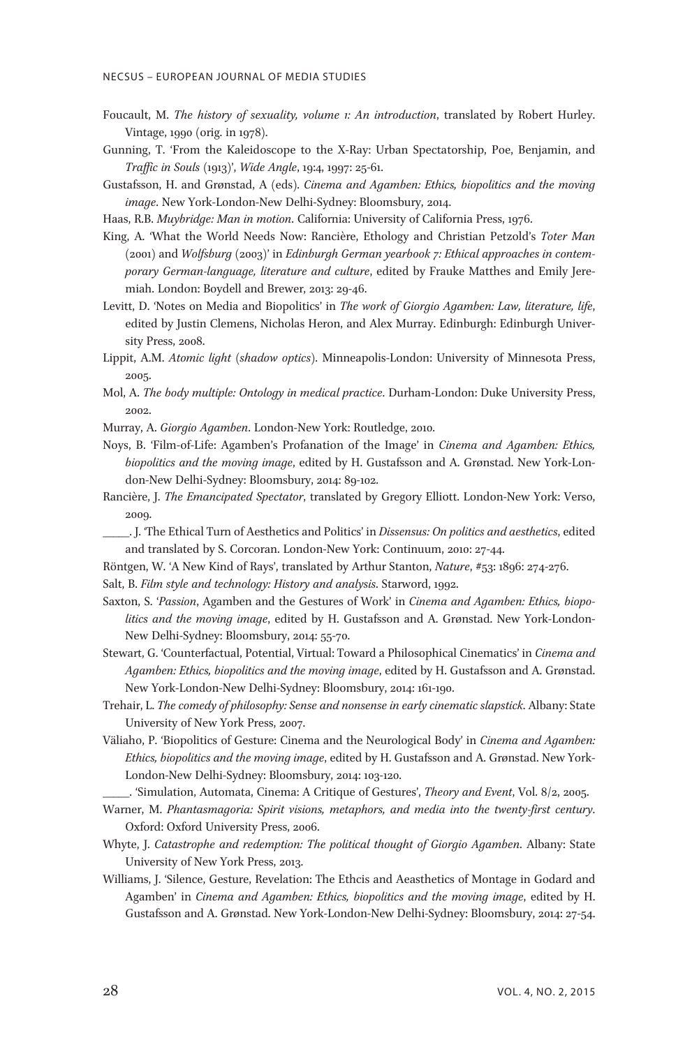Foucault, M. *The history of sexuality, volume 1: An introduction*, translated by Robert Hurley. Vintage, 1990 (orig. in 1978).

Gunning, T. 'From the Kaleidoscope to the X-Ray: Urban Spectatorship, Poe, Benjamin, and *Traffic in Souls* (1913)', *Wide Angle*, 19:4, 1997: 25-61.

Gustafsson, H. and Grønstad, A (eds). *Cinema and Agamben: Ethics, biopolitics and the moving image*. New York-London-New Delhi-Sydney: Bloomsbury, 2014.

Haas, R.B. *Muybridge: Man in motion*. California: University of California Press, 1976.

King, A. 'What the World Needs Now: Rancière, Ethology and Christian Petzold's *Toter Man* (2001) and *Wolfsburg* (2003)' in *Edinburgh German yearbook 7: Ethical approaches in contemporary German-language, literature and culture*, edited by Frauke Matthes and Emily Jeremiah. London: Boydell and Brewer, 2013: 29-46.

Levitt, D. 'Notes on Media and Biopolitics' in *The work of Giorgio Agamben: Law, literature, life*, edited by Justin Clemens, Nicholas Heron, and Alex Murray. Edinburgh: Edinburgh University Press, 2008.

Lippit, A.M. *Atomic light* (*shadow optics*). Minneapolis-London: University of Minnesota Press, 2005.

Mol, A. *The body multiple: Ontology in medical practice*. Durham-London: Duke University Press, 2002.

Murray, A. *Giorgio Agamben*. London-New York: Routledge, 2010.

Noys, B. 'Film-of-Life: Agamben's Profanation of the Image' in *Cinema and Agamben: Ethics, biopolitics and the moving image*, edited by H. Gustafsson and A. Grønstad. New York-London-New Delhi-Sydney: Bloomsbury, 2014: 89-102.

Rancière, J. *The Emancipated Spectator*, translated by Gregory Elliott. London-New York: Verso, 2009.

_____. J. 'The Ethical Turn of Aesthetics and Politics' in *Dissensus: On politics and aesthetics*, edited and translated by S. Corcoran. London-New York: Continuum, 2010: 27-44.

Röntgen, W. 'A New Kind of Rays', translated by Arthur Stanton, *Nature*, #53: 1896: 274-276.

Salt, B. *Film style and technology: History and analysis*. Starword, 1992.

Saxton, S. '*Passion*, Agamben and the Gestures of Work' in *Cinema and Agamben: Ethics, biopolitics and the moving image*, edited by H. Gustafsson and A. Grønstad. New York-London-New Delhi-Sydney: Bloomsbury, 2014: 55-70.

Stewart, G. 'Counterfactual, Potential, Virtual: Toward a Philosophical Cinematics' in *Cinema and Agamben: Ethics, biopolitics and the moving image*, edited by H. Gustafsson and A. Grønstad. New York-London-New Delhi-Sydney: Bloomsbury, 2014: 161-190.

Trehair, L. *The comedy of philosophy: Sense and nonsense in early cinematic slapstick*. Albany: State University of New York Press, 2007.

Väliaho, P. 'Biopolitics of Gesture: Cinema and the Neurological Body' in *Cinema and Agamben: Ethics, biopolitics and the moving image*, edited by H. Gustafsson and A. Grønstad. New York-London-New Delhi-Sydney: Bloomsbury, 2014: 103-120.

_____. 'Simulation, Automata, Cinema: A Critique of Gestures', *Theory and Event*, Vol. 8/2, 2005.

Warner, M. *Phantasmagoria: Spirit visions, metaphors, and media into the twenty-first century*. Oxford: Oxford University Press, 2006.

Whyte, J. *Catastrophe and redemption: The political thought of Giorgio Agamben*. Albany: State University of New York Press, 2013.

Williams, J. 'Silence, Gesture, Revelation: The Ethcis and Aeasthetics of Montage in Godard and Agamben' in *Cinema and Agamben: Ethics, biopolitics and the moving image*, edited by H. Gustafsson and A. Grønstad. New York-London-New Delhi-Sydney: Bloomsbury, 2014: 27-54.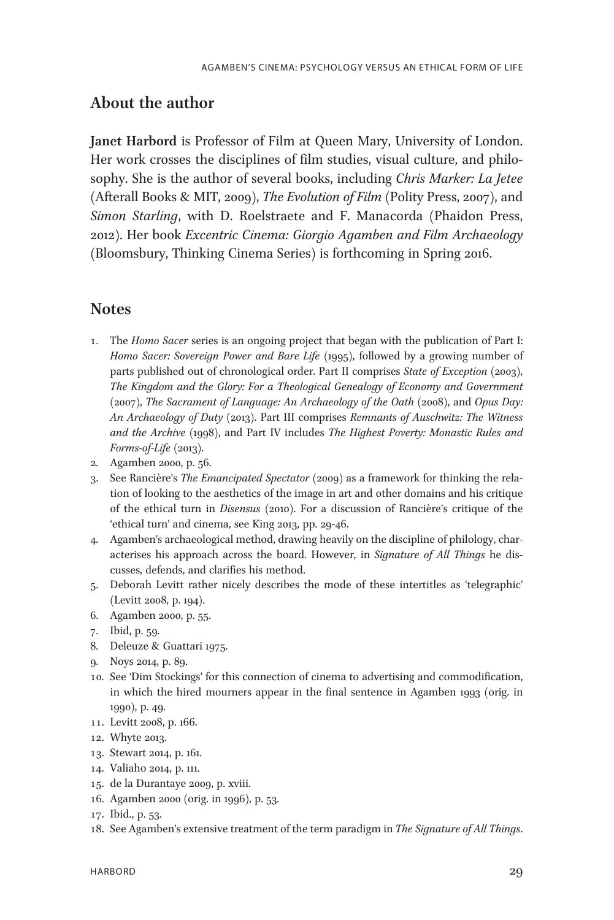## About the author

**Janet Harbord** is Professor of Film at Queen Mary, University of London. Her work crosses the disciplines of film studies, visual culture, and philosophy. She is the author of several books, including *Chris Marker: La Jetee* (Afterall Books & MIT, 2009), *The Evolution of Film* (Polity Press, 2007), and *Simon Starling*, with D. Roelstraete and F. Manacorda (Phaidon Press, 2012). Her book *Excentric Cinema: Giorgio Agamben and Film Archaeology* (Bloomsbury, Thinking Cinema Series) is forthcoming in Spring 2016.

## Notes

1. The *Homo Sacer* series is an ongoing project that began with the publication of Part I: *Homo Sacer: Sovereign Power and Bare Life* (1995), followed by a growing number of parts published out of chronological order. Part II comprises *State of Exception* (2003), *The Kingdom and the Glory: For a Theological Genealogy of Economy and Government* (2007), *The Sacrament of Language: An Archaeology of the Oath* (2008), and *Opus Day: An Archaeology of Duty* (2013). Part III comprises *Remnants of Auschwitz: The Witness and the Archive* (1998), and Part IV includes *The Highest Poverty: Monastic Rules and Forms-of-Life* (2013).
2. Agamben 2000, p. 56.
3. See Rancière's *The Emancipated Spectator* (2009) as a framework for thinking the relation of looking to the aesthetics of the image in art and other domains and his critique of the ethical turn in *Disensus* (2010). For a discussion of Rancière's critique of the 'ethical turn' and cinema, see King 2013, pp. 29-46.
4. Agamben's archaeological method, drawing heavily on the discipline of philology, characterises his approach across the board. However, in *Signature of All Things* he discusses, defends, and clarifies his method.
5. Deborah Levitt rather nicely describes the mode of these intertitles as 'telegraphic' (Levitt 2008, p. 194).
6. Agamben 2000, p. 55.
7. Ibid, p. 59.
8. Deleuze & Guattari 1975.
9. Noys 2014, p. 89.
10. See 'Dim Stockings' for this connection of cinema to advertising and commodification, in which the hired mourners appear in the final sentence in Agamben 1993 (orig. in 1990), p. 49.
11. Levitt 2008, p. 166.
12. Whyte 2013.
13. Stewart 2014, p. 161.
14. Valiaho 2014, p. 111.
15. de la Durantaye 2009, p. xviii.
16. Agamben 2000 (orig. in 1996), p. 53.
17. Ibid., p. 53.
18. See Agamben's extensive treatment of the term paradigm in *The Signature of All Things*.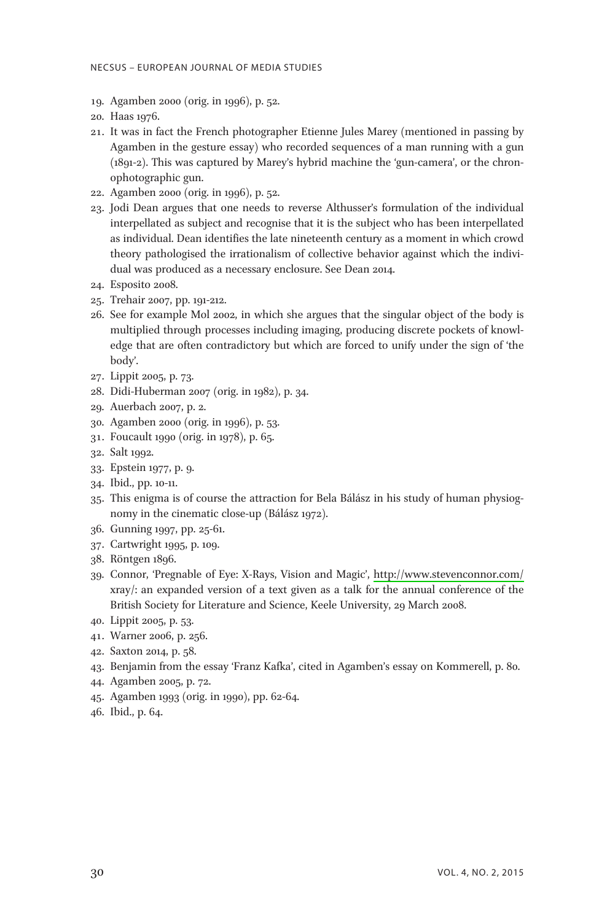19. Agamben 2000 (orig. in 1996), p. 52.
20. Haas 1976.
21. It was in fact the French photographer Etienne Jules Marey (mentioned in passing by Agamben in the gesture essay) who recorded sequences of a man running with a gun (1891-2). This was captured by Marey's hybrid machine the 'gun-camera', or the chronophotographic gun.
22. Agamben 2000 (orig. in 1996), p. 52.
23. Jodi Dean argues that one needs to reverse Althusser's formulation of the individual interpellated as subject and recognise that it is the subject who has been interpellated as individual. Dean identifies the late nineteenth century as a moment in which crowd theory pathologised the irrationalism of collective behavior against which the individual was produced as a necessary enclosure. See Dean 2014.
24. Esposito 2008.
25. Trehair 2007, pp. 191-212.
26. See for example Mol 2002, in which she argues that the singular object of the body is multiplied through processes including imaging, producing discrete pockets of knowledge that are often contradictory but which are forced to unify under the sign of 'the body'.
27. Lippit 2005, p. 73.
28. Didi-Huberman 2007 (orig. in 1982), p. 34.
29. Auerbach 2007, p. 2.
30. Agamben 2000 (orig. in 1996), p. 53.
31. Foucault 1990 (orig. in 1978), p. 65.
32. Salt 1992.
33. Epstein 1977, p. 9.
34. Ibid., pp. 10-11.
35. This enigma is of course the attraction for Bela Bálász in his study of human physiognomy in the cinematic close-up (Bálász 1972).
36. Gunning 1997, pp. 25-61.
37. Cartwright 1995, p. 109.
38. Röntgen 1896.
39. Connor, 'Pregnable of Eye: X-Rays, Vision and Magic', http://www.stevenconnor.com/xray/: an expanded version of a text given as a talk for the annual conference of the British Society for Literature and Science, Keele University, 29 March 2008.
40. Lippit 2005, p. 53.
41. Warner 2006, p. 256.
42. Saxton 2014, p. 58.
43. Benjamin from the essay 'Franz Kafka', cited in Agamben's essay on Kommerell, p. 80.
44. Agamben 2005, p. 72.
45. Agamben 1993 (orig. in 1990), pp. 62-64.
46. Ibid., p. 64.